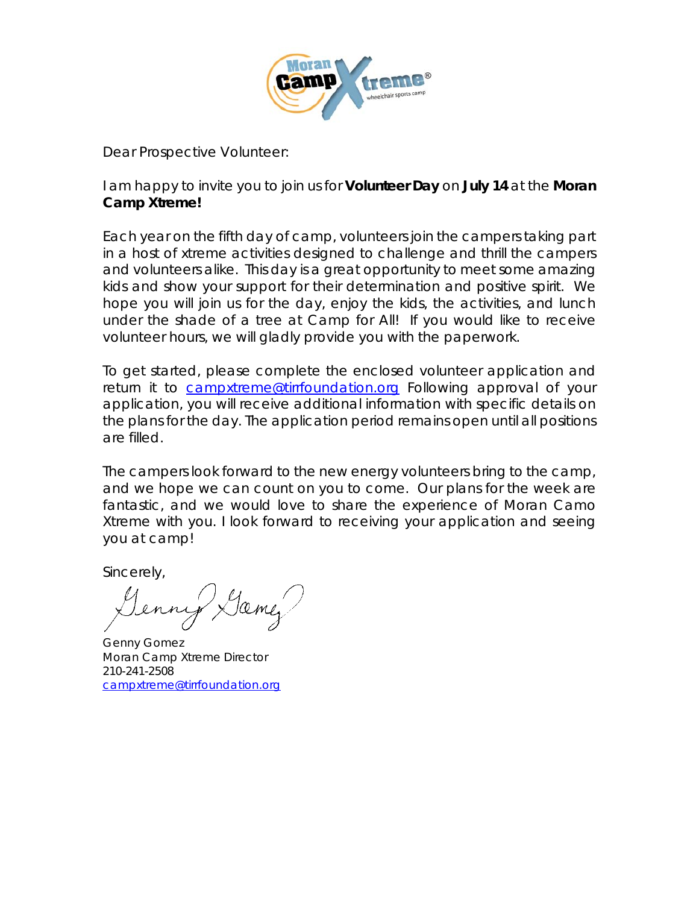Dear Prospective Volunteer:

I am happy to invite you to join us for **Volunteer Day** on **July 14** at the **Moran Camp Xtreme!**

Each year on the fifth day of camp, volunteers join the campers taking part in a host of xtreme activities designed to challenge and thrill the campers and volunteers alike. This day is a great opportunity to meet some amazing kids and show your support for their determination and positive spirit. We hope you will join us for the day, enjoy the kids, the activities, and lunch under the shade of a tree at Camp for All! If you would like to receive volunteer hours, we will gladly provide you with the paperwork.

To get started, please complete the enclosed volunteer application and return it to campxtreme@tirrfoundation.org Following approval of your application, you will receive additional information with specific details on the plans for the day. The application period remains open until all positions are filled.

The campers look forward to the new energy volunteers bring to the camp, and we hope we can count on you to come. Our plans for the week are fantastic, and we would love to share the experience of Moran Camo Xtreme with you. I look forward to receiving your application and seeing you at camp!

Sincerely,

Genny Gomez
Moran Camp Xtreme Director
210-241-2508
campxtreme@tirrfoundation.org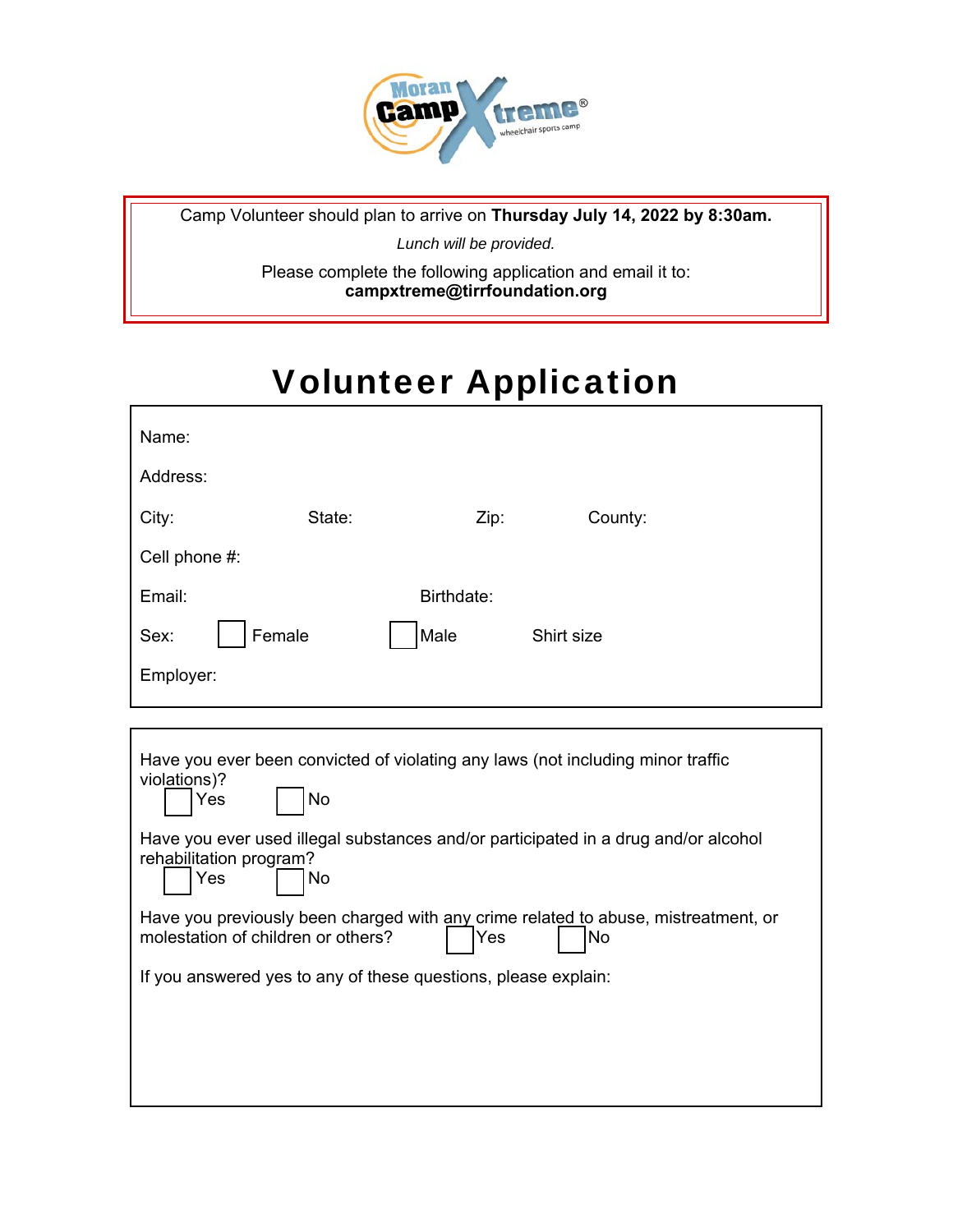Camp Volunteer should plan to arrive on **Thursday July 14, 2022 by 8:30am.**

*Lunch will be provided.*

Please complete the following application and email it to:
**campxtreme@tirrfoundation.org**

# Volunteer Application

Name:

Address:

City: State: Zip: County:

Cell phone #:

Email: Birthdate:

Sex: ☐ Female ☐ Male Shirt size

Employer:

Have you ever been convicted of violating any laws (not including minor traffic violations)?
☐ Yes ☐ No

Have you ever used illegal substances and/or participated in a drug and/or alcohol rehabilitation program?
☐ Yes ☐ No

Have you previously been charged with any crime related to abuse, mistreatment, or molestation of children or others? ☐ Yes ☐ No

If you answered yes to any of these questions, please explain: